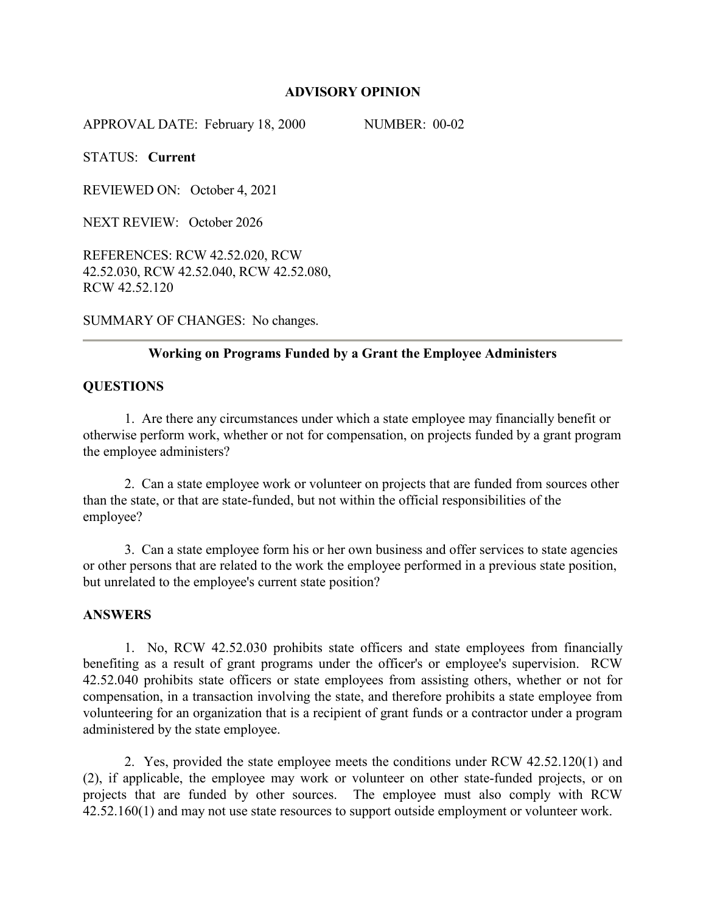# ADVISORY OPINION

APPROVAL DATE: February 18, 2000 NUMBER: 00-02

STATUS: **Current**

REVIEWED ON: October 4, 2021

NEXT REVIEW: October 2026

REFERENCES: RCW 42.52.020, RCW 42.52.030, RCW 42.52.040, RCW 42.52.080, RCW 42.52.120

SUMMARY OF CHANGES: No changes.

---

## Working on Programs Funded by a Grant the Employee Administers

### QUESTIONS

1. Are there any circumstances under which a state employee may financially benefit or otherwise perform work, whether or not for compensation, on projects funded by a grant program the employee administers?

2. Can a state employee work or volunteer on projects that are funded from sources other than the state, or that are state-funded, but not within the official responsibilities of the employee?

3. Can a state employee form his or her own business and offer services to state agencies or other persons that are related to the work the employee performed in a previous state position, but unrelated to the employee's current state position?

### ANSWERS

1. No, RCW 42.52.030 prohibits state officers and state employees from financially benefiting as a result of grant programs under the officer's or employee's supervision. RCW 42.52.040 prohibits state officers or state employees from assisting others, whether or not for compensation, in a transaction involving the state, and therefore prohibits a state employee from volunteering for an organization that is a recipient of grant funds or a contractor under a program administered by the state employee.

2. Yes, provided the state employee meets the conditions under RCW 42.52.120(1) and (2), if applicable, the employee may work or volunteer on other state-funded projects, or on projects that are funded by other sources. The employee must also comply with RCW 42.52.160(1) and may not use state resources to support outside employment or volunteer work.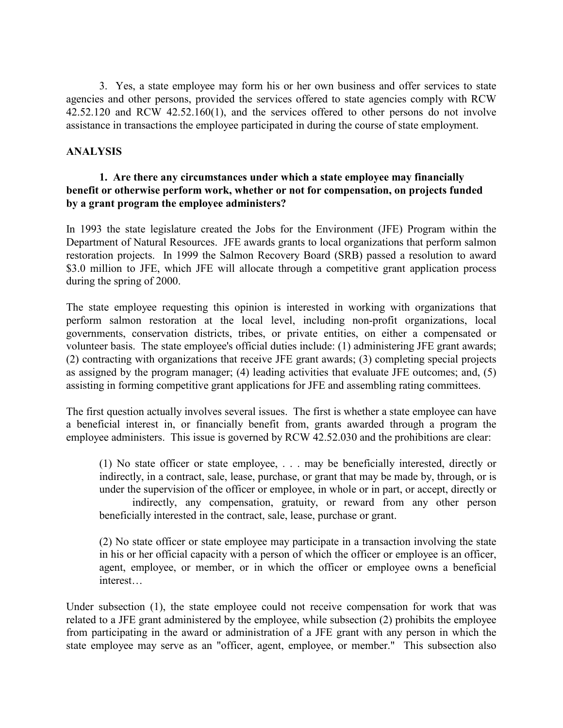3. Yes, a state employee may form his or her own business and offer services to state agencies and other persons, provided the services offered to state agencies comply with RCW 42.52.120 and RCW 42.52.160(1), and the services offered to other persons do not involve assistance in transactions the employee participated in during the course of state employment.

## ANALYSIS

### 1. Are there any circumstances under which a state employee may financially benefit or otherwise perform work, whether or not for compensation, on projects funded by a grant program the employee administers?

In 1993 the state legislature created the Jobs for the Environment (JFE) Program within the Department of Natural Resources. JFE awards grants to local organizations that perform salmon restoration projects. In 1999 the Salmon Recovery Board (SRB) passed a resolution to award $3.0 million to JFE, which JFE will allocate through a competitive grant application process during the spring of 2000.

The state employee requesting this opinion is interested in working with organizations that perform salmon restoration at the local level, including non-profit organizations, local governments, conservation districts, tribes, or private entities, on either a compensated or volunteer basis. The state employee's official duties include: (1) administering JFE grant awards; (2) contracting with organizations that receive JFE grant awards; (3) completing special projects as assigned by the program manager; (4) leading activities that evaluate JFE outcomes; and, (5) assisting in forming competitive grant applications for JFE and assembling rating committees.

The first question actually involves several issues. The first is whether a state employee can have a beneficial interest in, or financially benefit from, grants awarded through a program the employee administers. This issue is governed by RCW 42.52.030 and the prohibitions are clear:

> (1) No state officer or state employee, . . . may be beneficially interested, directly or indirectly, in a contract, sale, lease, purchase, or grant that may be made by, through, or is under the supervision of the officer or employee, in whole or in part, or accept, directly or indirectly, any compensation, gratuity, or reward from any other person beneficially interested in the contract, sale, lease, purchase or grant.
>
> (2) No state officer or state employee may participate in a transaction involving the state in his or her official capacity with a person of which the officer or employee is an officer, agent, employee, or member, or in which the officer or employee owns a beneficial interest…

Under subsection (1), the state employee could not receive compensation for work that was related to a JFE grant administered by the employee, while subsection (2) prohibits the employee from participating in the award or administration of a JFE grant with any person in which the state employee may serve as an "officer, agent, employee, or member." This subsection also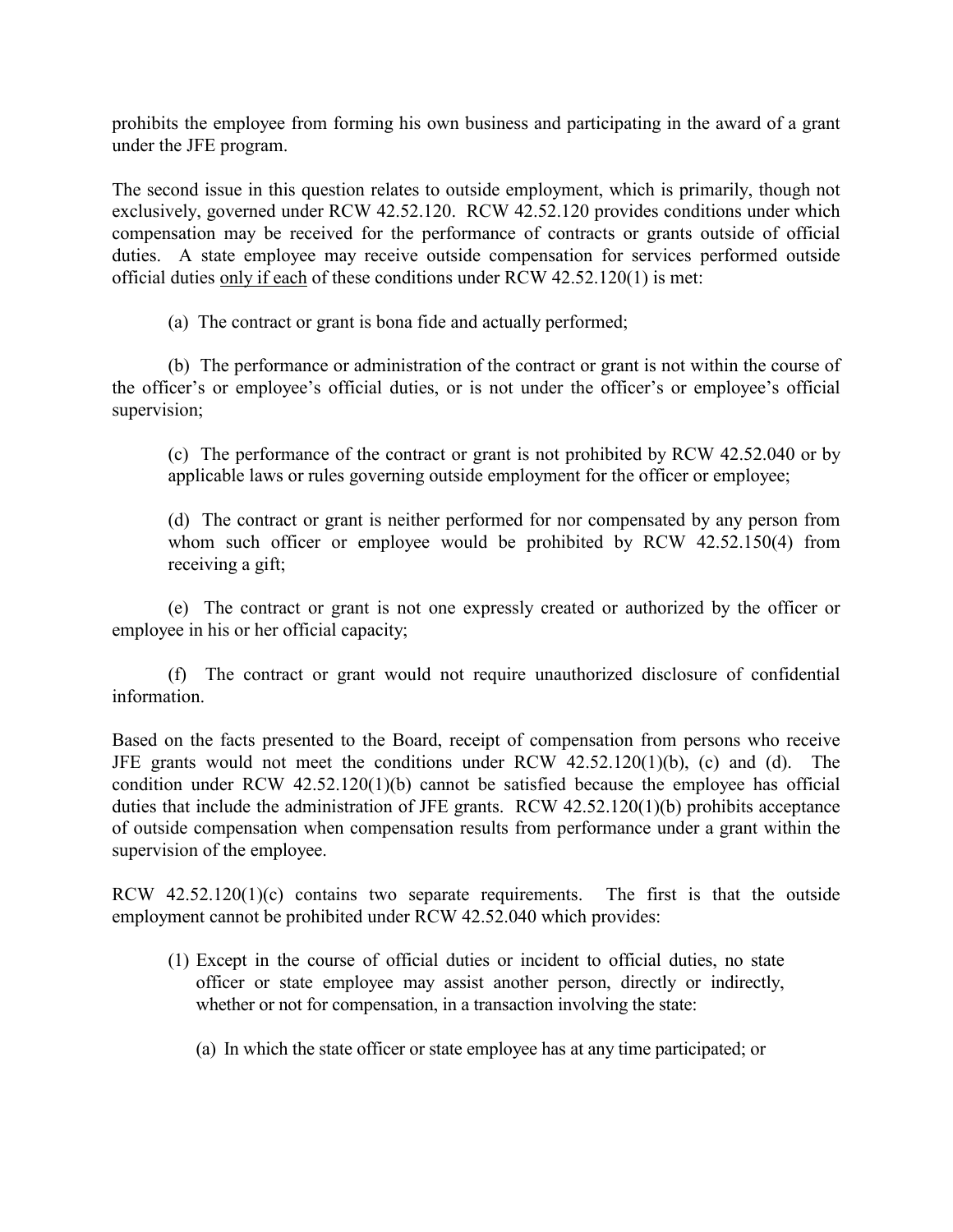prohibits the employee from forming his own business and participating in the award of a grant under the JFE program.

The second issue in this question relates to outside employment, which is primarily, though not exclusively, governed under RCW 42.52.120. RCW 42.52.120 provides conditions under which compensation may be received for the performance of contracts or grants outside of official duties. A state employee may receive outside compensation for services performed outside official duties <u>only if each</u> of these conditions under RCW 42.52.120(1) is met:

(a) The contract or grant is bona fide and actually performed;

(b) The performance or administration of the contract or grant is not within the course of the officer's or employee's official duties, or is not under the officer's or employee's official supervision;

(c) The performance of the contract or grant is not prohibited by RCW 42.52.040 or by applicable laws or rules governing outside employment for the officer or employee;

(d) The contract or grant is neither performed for nor compensated by any person from whom such officer or employee would be prohibited by RCW 42.52.150(4) from receiving a gift;

(e) The contract or grant is not one expressly created or authorized by the officer or employee in his or her official capacity;

(f) The contract or grant would not require unauthorized disclosure of confidential information.

Based on the facts presented to the Board, receipt of compensation from persons who receive JFE grants would not meet the conditions under RCW 42.52.120(1)(b), (c) and (d). The condition under RCW 42.52.120(1)(b) cannot be satisfied because the employee has official duties that include the administration of JFE grants. RCW 42.52.120(1)(b) prohibits acceptance of outside compensation when compensation results from performance under a grant within the supervision of the employee.

RCW 42.52.120(1)(c) contains two separate requirements. The first is that the outside employment cannot be prohibited under RCW 42.52.040 which provides:

(1) Except in the course of official duties or incident to official duties, no state officer or state employee may assist another person, directly or indirectly, whether or not for compensation, in a transaction involving the state:

   (a) In which the state officer or state employee has at any time participated; or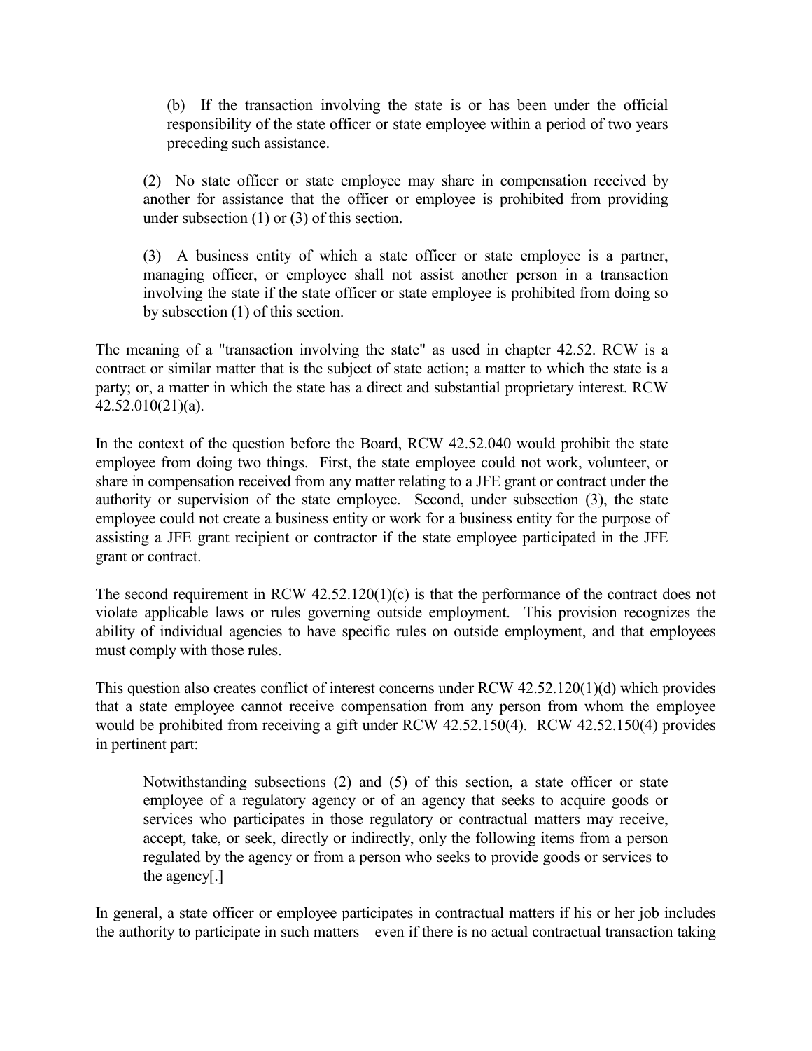> (b) If the transaction involving the state is or has been under the official responsibility of the state officer or state employee within a period of two years preceding such assistance.

> (2) No state officer or state employee may share in compensation received by another for assistance that the officer or employee is prohibited from providing under subsection (1) or (3) of this section.

> (3) A business entity of which a state officer or state employee is a partner, managing officer, or employee shall not assist another person in a transaction involving the state if the state officer or state employee is prohibited from doing so by subsection (1) of this section.

The meaning of a "transaction involving the state" as used in chapter 42.52. RCW is a contract or similar matter that is the subject of state action; a matter to which the state is a party; or, a matter in which the state has a direct and substantial proprietary interest. RCW 42.52.010(21)(a).

In the context of the question before the Board, RCW 42.52.040 would prohibit the state employee from doing two things. First, the state employee could not work, volunteer, or share in compensation received from any matter relating to a JFE grant or contract under the authority or supervision of the state employee. Second, under subsection (3), the state employee could not create a business entity or work for a business entity for the purpose of assisting a JFE grant recipient or contractor if the state employee participated in the JFE grant or contract.

The second requirement in RCW 42.52.120(1)(c) is that the performance of the contract does not violate applicable laws or rules governing outside employment. This provision recognizes the ability of individual agencies to have specific rules on outside employment, and that employees must comply with those rules.

This question also creates conflict of interest concerns under RCW 42.52.120(1)(d) which provides that a state employee cannot receive compensation from any person from whom the employee would be prohibited from receiving a gift under RCW 42.52.150(4). RCW 42.52.150(4) provides in pertinent part:

> Notwithstanding subsections (2) and (5) of this section, a state officer or state employee of a regulatory agency or of an agency that seeks to acquire goods or services who participates in those regulatory or contractual matters may receive, accept, take, or seek, directly or indirectly, only the following items from a person regulated by the agency or from a person who seeks to provide goods or services to the agency[.]

In general, a state officer or employee participates in contractual matters if his or her job includes the authority to participate in such matters—even if there is no actual contractual transaction taking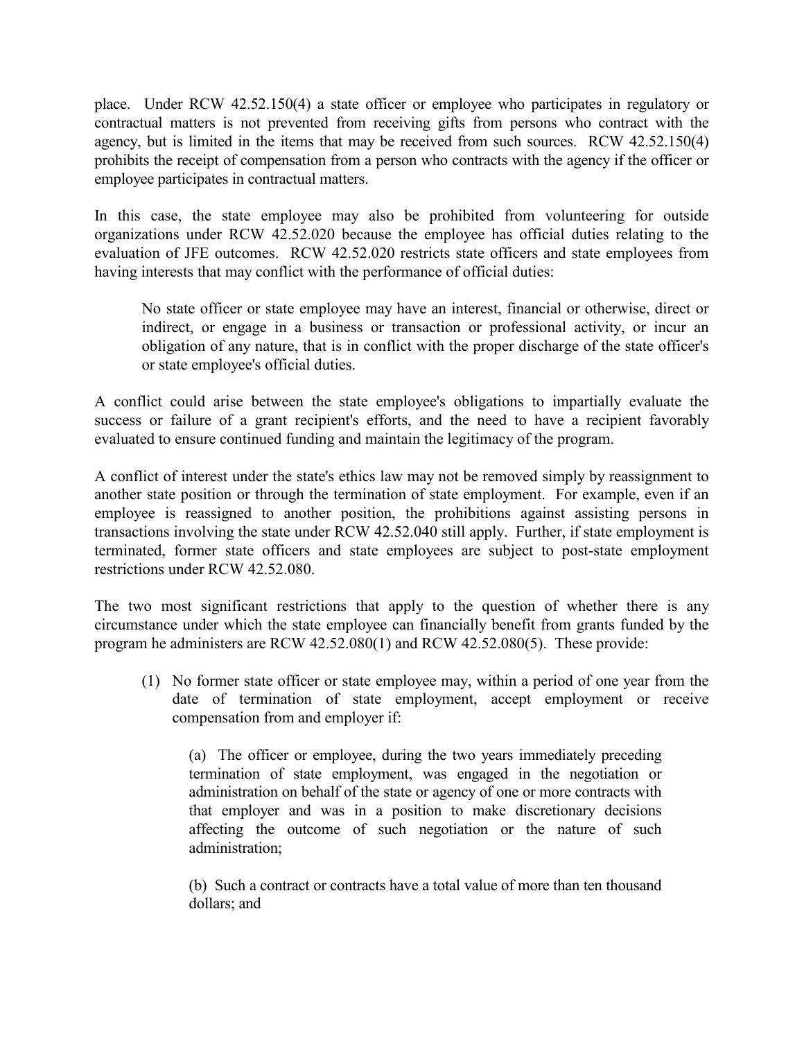place. Under RCW 42.52.150(4) a state officer or employee who participates in regulatory or contractual matters is not prevented from receiving gifts from persons who contract with the agency, but is limited in the items that may be received from such sources. RCW 42.52.150(4) prohibits the receipt of compensation from a person who contracts with the agency if the officer or employee participates in contractual matters.

In this case, the state employee may also be prohibited from volunteering for outside organizations under RCW 42.52.020 because the employee has official duties relating to the evaluation of JFE outcomes. RCW 42.52.020 restricts state officers and state employees from having interests that may conflict with the performance of official duties:

> No state officer or state employee may have an interest, financial or otherwise, direct or indirect, or engage in a business or transaction or professional activity, or incur an obligation of any nature, that is in conflict with the proper discharge of the state officer's or state employee's official duties.

A conflict could arise between the state employee's obligations to impartially evaluate the success or failure of a grant recipient's efforts, and the need to have a recipient favorably evaluated to ensure continued funding and maintain the legitimacy of the program.

A conflict of interest under the state's ethics law may not be removed simply by reassignment to another state position or through the termination of state employment. For example, even if an employee is reassigned to another position, the prohibitions against assisting persons in transactions involving the state under RCW 42.52.040 still apply. Further, if state employment is terminated, former state officers and state employees are subject to post-state employment restrictions under RCW 42.52.080.

The two most significant restrictions that apply to the question of whether there is any circumstance under which the state employee can financially benefit from grants funded by the program he administers are RCW 42.52.080(1) and RCW 42.52.080(5). These provide:

> (1) No former state officer or state employee may, within a period of one year from the date of termination of state employment, accept employment or receive compensation from and employer if:
>
> > (a) The officer or employee, during the two years immediately preceding termination of state employment, was engaged in the negotiation or administration on behalf of the state or agency of one or more contracts with that employer and was in a position to make discretionary decisions affecting the outcome of such negotiation or the nature of such administration;
> >
> > (b) Such a contract or contracts have a total value of more than ten thousand dollars; and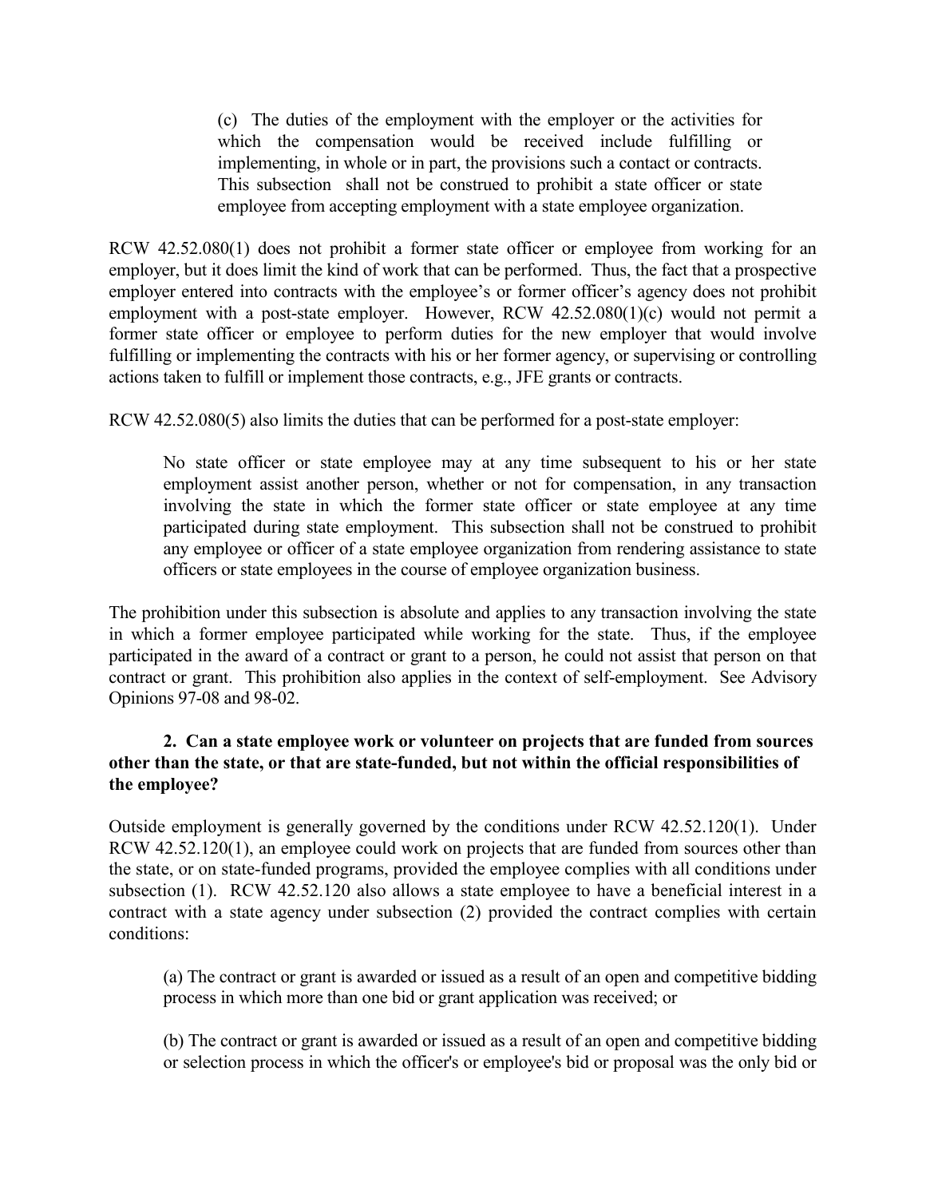> (c) The duties of the employment with the employer or the activities for which the compensation would be received include fulfilling or implementing, in whole or in part, the provisions such a contact or contracts. This subsection shall not be construed to prohibit a state officer or state employee from accepting employment with a state employee organization.

RCW 42.52.080(1) does not prohibit a former state officer or employee from working for an employer, but it does limit the kind of work that can be performed. Thus, the fact that a prospective employer entered into contracts with the employee's or former officer's agency does not prohibit employment with a post-state employer. However, RCW 42.52.080(1)(c) would not permit a former state officer or employee to perform duties for the new employer that would involve fulfilling or implementing the contracts with his or her former agency, or supervising or controlling actions taken to fulfill or implement those contracts, e.g., JFE grants or contracts.

RCW 42.52.080(5) also limits the duties that can be performed for a post-state employer:

> No state officer or state employee may at any time subsequent to his or her state employment assist another person, whether or not for compensation, in any transaction involving the state in which the former state officer or state employee at any time participated during state employment. This subsection shall not be construed to prohibit any employee or officer of a state employee organization from rendering assistance to state officers or state employees in the course of employee organization business.

The prohibition under this subsection is absolute and applies to any transaction involving the state in which a former employee participated while working for the state. Thus, if the employee participated in the award of a contract or grant to a person, he could not assist that person on that contract or grant. This prohibition also applies in the context of self-employment. See Advisory Opinions 97-08 and 98-02.

**2. Can a state employee work or volunteer on projects that are funded from sources other than the state, or that are state-funded, but not within the official responsibilities of the employee?**

Outside employment is generally governed by the conditions under RCW 42.52.120(1). Under RCW 42.52.120(1), an employee could work on projects that are funded from sources other than the state, or on state-funded programs, provided the employee complies with all conditions under subsection (1). RCW 42.52.120 also allows a state employee to have a beneficial interest in a contract with a state agency under subsection (2) provided the contract complies with certain conditions:

> (a) The contract or grant is awarded or issued as a result of an open and competitive bidding process in which more than one bid or grant application was received; or
>
> (b) The contract or grant is awarded or issued as a result of an open and competitive bidding or selection process in which the officer's or employee's bid or proposal was the only bid or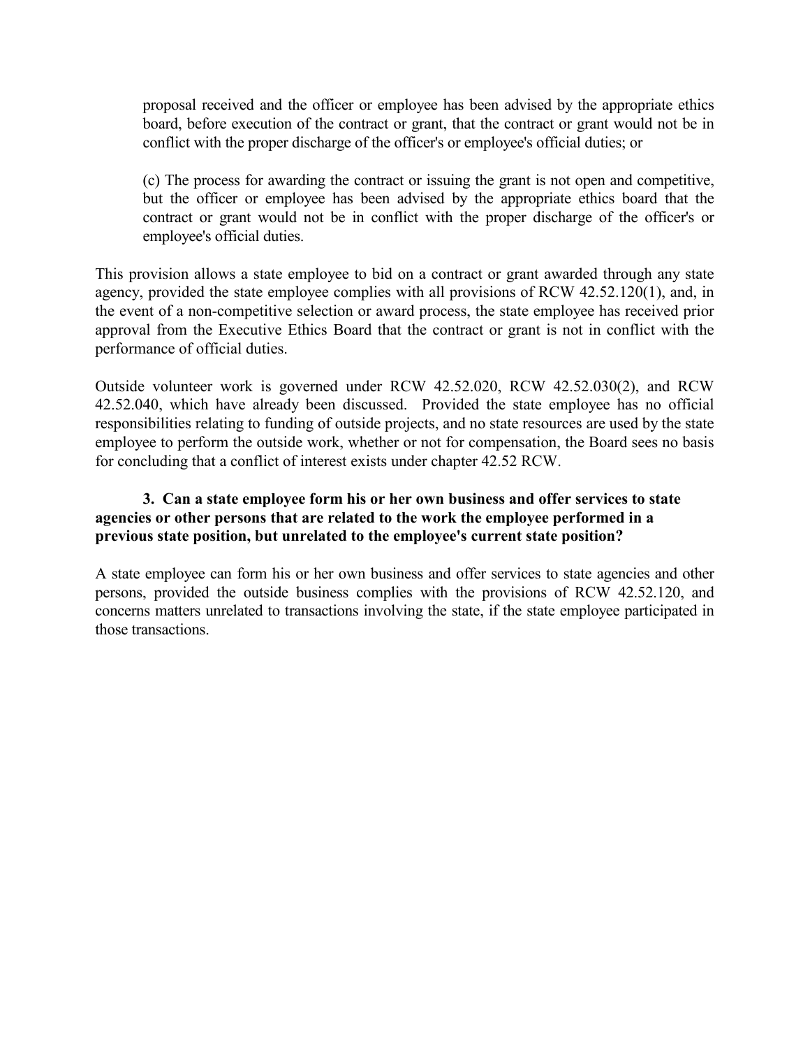proposal received and the officer or employee has been advised by the appropriate ethics board, before execution of the contract or grant, that the contract or grant would not be in conflict with the proper discharge of the officer's or employee's official duties; or

(c) The process for awarding the contract or issuing the grant is not open and competitive, but the officer or employee has been advised by the appropriate ethics board that the contract or grant would not be in conflict with the proper discharge of the officer's or employee's official duties.

This provision allows a state employee to bid on a contract or grant awarded through any state agency, provided the state employee complies with all provisions of RCW 42.52.120(1), and, in the event of a non-competitive selection or award process, the state employee has received prior approval from the Executive Ethics Board that the contract or grant is not in conflict with the performance of official duties.

Outside volunteer work is governed under RCW 42.52.020, RCW 42.52.030(2), and RCW 42.52.040, which have already been discussed. Provided the state employee has no official responsibilities relating to funding of outside projects, and no state resources are used by the state employee to perform the outside work, whether or not for compensation, the Board sees no basis for concluding that a conflict of interest exists under chapter 42.52 RCW.

**3. Can a state employee form his or her own business and offer services to state agencies or other persons that are related to the work the employee performed in a previous state position, but unrelated to the employee's current state position?**

A state employee can form his or her own business and offer services to state agencies and other persons, provided the outside business complies with the provisions of RCW 42.52.120, and concerns matters unrelated to transactions involving the state, if the state employee participated in those transactions.